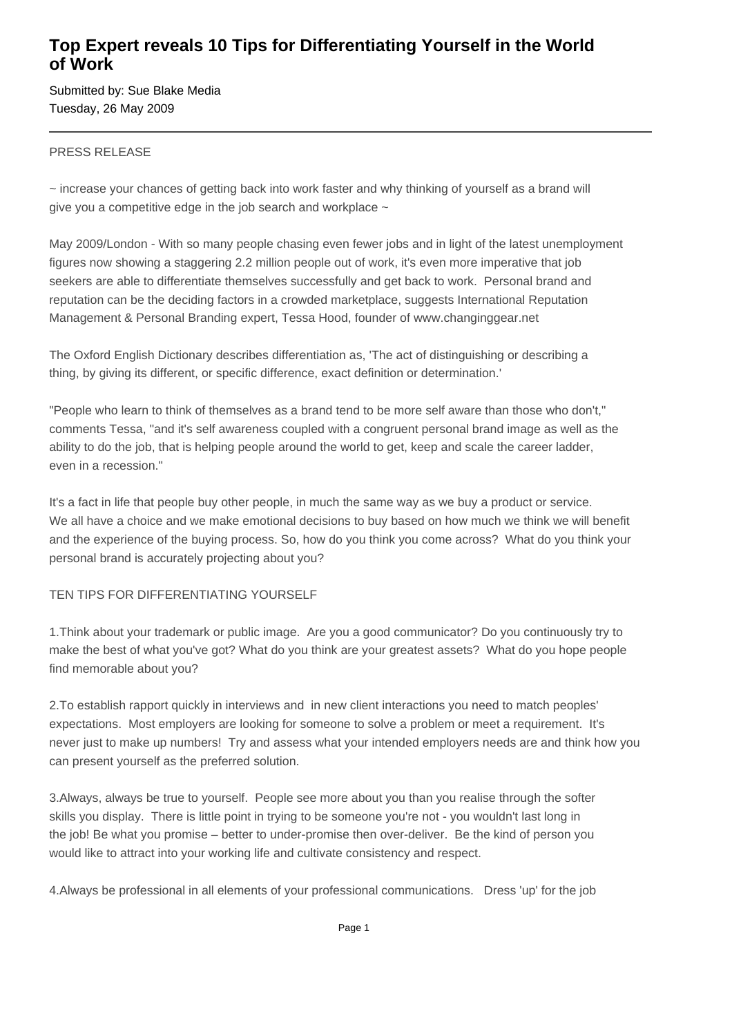# Top Expert reveals 10 Tips for Differentiating Yourself in the World of Work

Submitted by: Sue Blake Media
Tuesday, 26 May 2009

---

PRESS RELEASE

~ increase your chances of getting back into work faster and why thinking of yourself as a brand will give you a competitive edge in the job search and workplace ~

May 2009/London - With so many people chasing even fewer jobs and in light of the latest unemployment figures now showing a staggering 2.2 million people out of work, it's even more imperative that job seekers are able to differentiate themselves successfully and get back to work. Personal brand and reputation can be the deciding factors in a crowded marketplace, suggests International Reputation Management & Personal Branding expert, Tessa Hood, founder of www.changinggear.net

The Oxford English Dictionary describes differentiation as, 'The act of distinguishing or describing a thing, by giving its different, or specific difference, exact definition or determination.'

"People who learn to think of themselves as a brand tend to be more self aware than those who don't," comments Tessa, "and it's self awareness coupled with a congruent personal brand image as well as the ability to do the job, that is helping people around the world to get, keep and scale the career ladder, even in a recession."

It's a fact in life that people buy other people, in much the same way as we buy a product or service. We all have a choice and we make emotional decisions to buy based on how much we think we will benefit and the experience of the buying process. So, how do you think you come across? What do you think your personal brand is accurately projecting about you?

TEN TIPS FOR DIFFERENTIATING YOURSELF

1.Think about your trademark or public image. Are you a good communicator? Do you continuously try to make the best of what you've got? What do you think are your greatest assets? What do you hope people find memorable about you?

2.To establish rapport quickly in interviews and in new client interactions you need to match peoples' expectations. Most employers are looking for someone to solve a problem or meet a requirement. It's never just to make up numbers! Try and assess what your intended employers needs are and think how you can present yourself as the preferred solution.

3.Always, always be true to yourself. People see more about you than you realise through the softer skills you display. There is little point in trying to be someone you're not - you wouldn't last long in the job! Be what you promise – better to under-promise then over-deliver. Be the kind of person you would like to attract into your working life and cultivate consistency and respect.

4.Always be professional in all elements of your professional communications. Dress 'up' for the job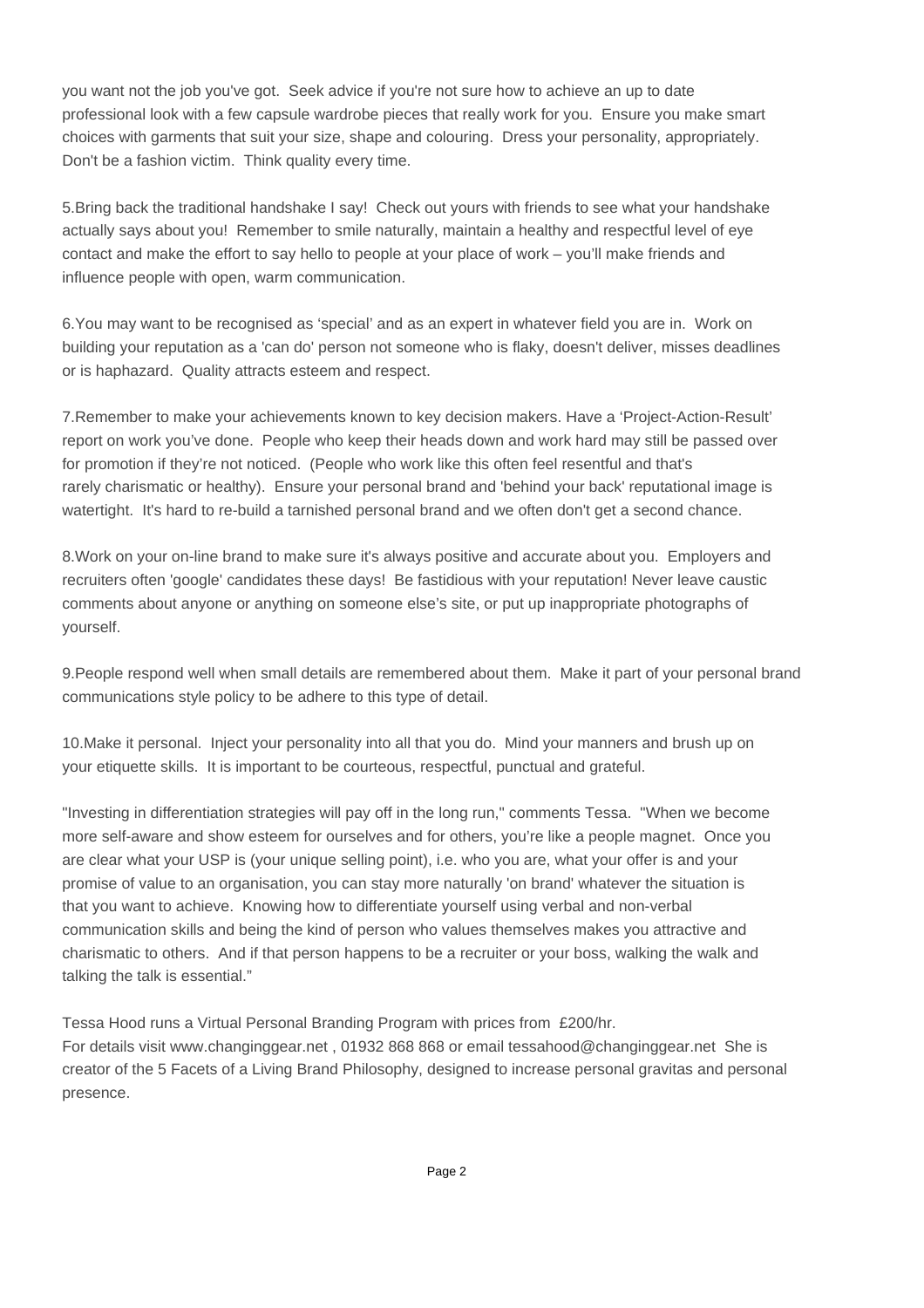you want not the job you've got. Seek advice if you're not sure how to achieve an up to date professional look with a few capsule wardrobe pieces that really work for you. Ensure you make smart choices with garments that suit your size, shape and colouring. Dress your personality, appropriately. Don't be a fashion victim. Think quality every time.

5.Bring back the traditional handshake I say! Check out yours with friends to see what your handshake actually says about you! Remember to smile naturally, maintain a healthy and respectful level of eye contact and make the effort to say hello to people at your place of work – you'll make friends and influence people with open, warm communication.

6.You may want to be recognised as 'special' and as an expert in whatever field you are in. Work on building your reputation as a 'can do' person not someone who is flaky, doesn't deliver, misses deadlines or is haphazard. Quality attracts esteem and respect.

7.Remember to make your achievements known to key decision makers. Have a 'Project-Action-Result' report on work you've done. People who keep their heads down and work hard may still be passed over for promotion if they're not noticed. (People who work like this often feel resentful and that's rarely charismatic or healthy). Ensure your personal brand and 'behind your back' reputational image is watertight. It's hard to re-build a tarnished personal brand and we often don't get a second chance.

8.Work on your on-line brand to make sure it's always positive and accurate about you. Employers and recruiters often 'google' candidates these days! Be fastidious with your reputation! Never leave caustic comments about anyone or anything on someone else's site, or put up inappropriate photographs of yourself.

9.People respond well when small details are remembered about them. Make it part of your personal brand communications style policy to be adhere to this type of detail.

10.Make it personal. Inject your personality into all that you do. Mind your manners and brush up on your etiquette skills. It is important to be courteous, respectful, punctual and grateful.

"Investing in differentiation strategies will pay off in the long run," comments Tessa. "When we become more self-aware and show esteem for ourselves and for others, you're like a people magnet. Once you are clear what your USP is (your unique selling point), i.e. who you are, what your offer is and your promise of value to an organisation, you can stay more naturally 'on brand' whatever the situation is that you want to achieve. Knowing how to differentiate yourself using verbal and non-verbal communication skills and being the kind of person who values themselves makes you attractive and charismatic to others. And if that person happens to be a recruiter or your boss, walking the walk and talking the talk is essential."

Tessa Hood runs a Virtual Personal Branding Program with prices from £200/hr.
For details visit www.changinggear.net , 01932 868 868 or email tessahood@changinggear.net She is creator of the 5 Facets of a Living Brand Philosophy, designed to increase personal gravitas and personal presence.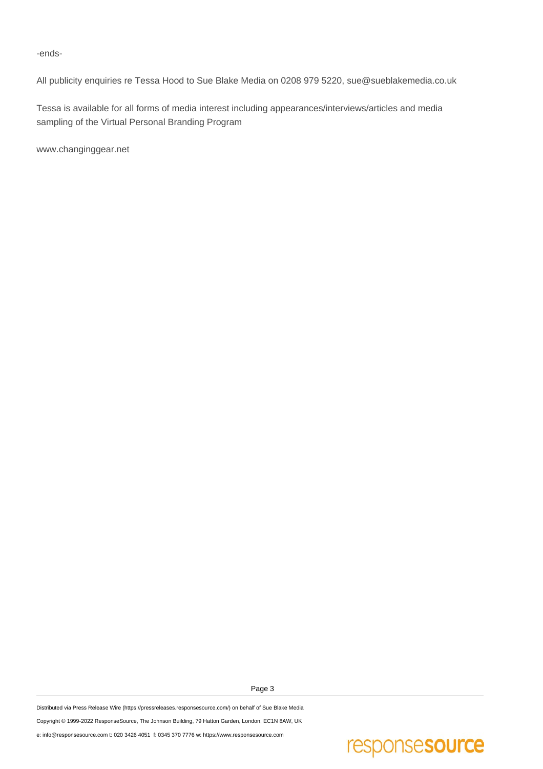-ends-

All publicity enquiries re Tessa Hood to Sue Blake Media on 0208 979 5220, sue@sueblakemedia.co.uk

Tessa is available for all forms of media interest including appearances/interviews/articles and media sampling of the Virtual Personal Branding Program

www.changinggear.net